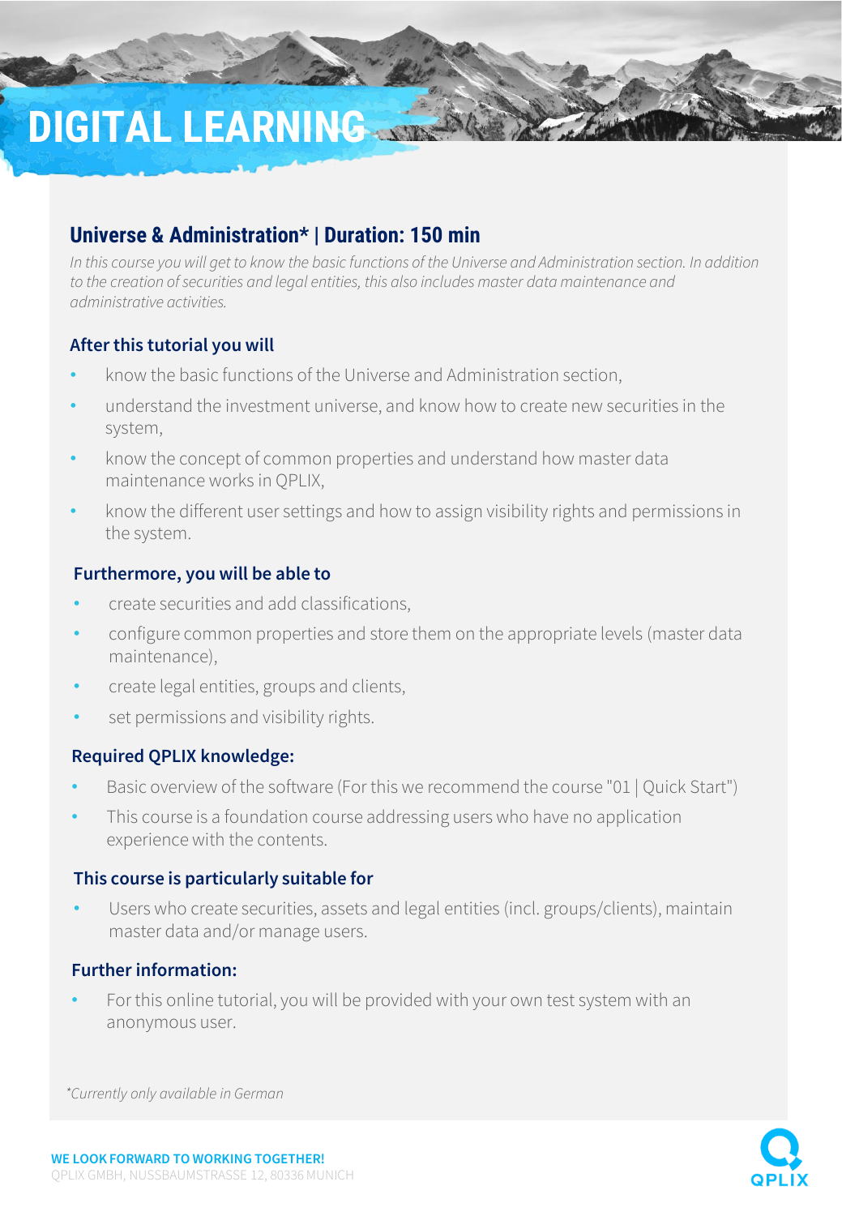# DIGITAL LEARNING

## Universe & Administration* | Duration: 150 min

*In this course you will get to know the basic functions of the Universe and Administration section. In addition to the creation of securities and legal entities, this also includes master data maintenance and administrative activities.*

### After this tutorial you will

- know the basic functions of the Universe and Administration section,
- understand the investment universe, and know how to create new securities in the system,
- know the concept of common properties and understand how master data maintenance works in QPLIX,
- know the different user settings and how to assign visibility rights and permissions in the system.

### Furthermore, you will be able to

- create securities and add classifications,
- configure common properties and store them on the appropriate levels (master data maintenance),
- create legal entities, groups and clients,
- set permissions and visibility rights.

### Required QPLIX knowledge:

- Basic overview of the software (For this we recommend the course "01 | Quick Start")
- This course is a foundation course addressing users who have no application experience with the contents.

### This course is particularly suitable for

- Users who create securities, assets and legal entities (incl. groups/clients), maintain master data and/or manage users.

### Further information:

- For this online tutorial, you will be provided with your own test system with an anonymous user.

*\*Currently only available in German*

**WE LOOK FORWARD TO WORKING TOGETHER!**
QPLIX GMBH, NUSSBAUMSTRASSE 12, 80336 MUNICH

QPLIX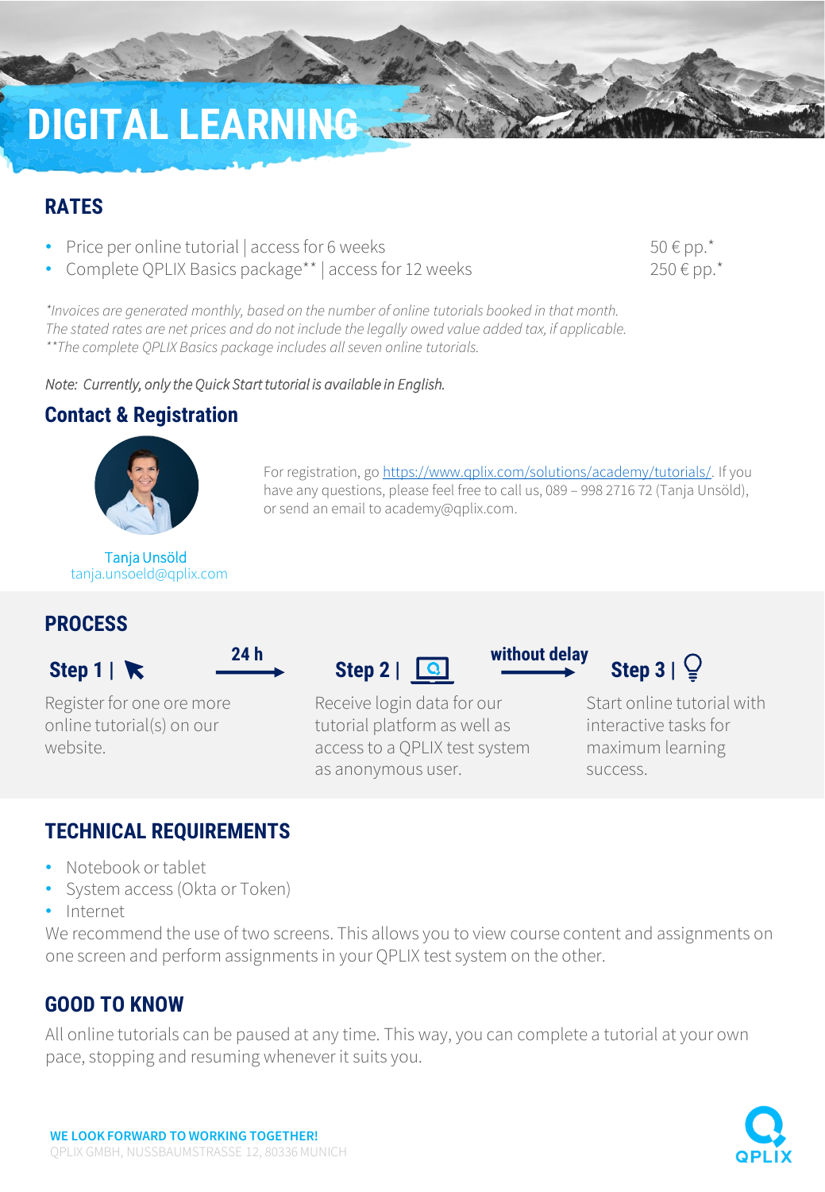# DIGITAL LEARNING

## RATES

- Price per online tutorial | access for 6 weeks — 50 € pp.*
- Complete QPLIX Basics package** | access for 12 weeks — 250 € pp.*

*\*Invoices are generated monthly, based on the number of online tutorials booked in that month.*
*The stated rates are net prices and do not include the legally owed value added tax, if applicable.*
*\*\*The complete QPLIX Basics package includes all seven online tutorials.*

*Note: Currently, only the Quick Start tutorial is available in English.*

## Contact & Registration

Tanja Unsöld
tanja.unsoeld@qplix.com

For registration, go [https://www.qplix.com/solutions/academy/tutorials/](https://www.qplix.com/solutions/academy/tutorials/). If you have any questions, please feel free to call us, 089 – 998 2716 72 (Tanja Unsöld), or send an email to academy@qplix.com.

## PROCESS

**Step 1 |**
Register for one ore more online tutorial(s) on our website.

→ **24 h** →

**Step 2 |**
Receive login data for our tutorial platform as well as access to a QPLIX test system as anonymous user.

→ **without delay** →

**Step 3 |**
Start online tutorial with interactive tasks for maximum learning success.

## TECHNICAL REQUIREMENTS

- Notebook or tablet
- System access (Okta or Token)
- Internet

We recommend the use of two screens. This allows you to view course content and assignments on one screen and perform assignments in your QPLIX test system on the other.

## GOOD TO KNOW

All online tutorials can be paused at any time. This way, you can complete a tutorial at your own pace, stopping and resuming whenever it suits you.

**WE LOOK FORWARD TO WORKING TOGETHER!**
QPLIX GMBH, NUSSBAUMSTRASSE 12, 80336 MUNICH

QPLIX